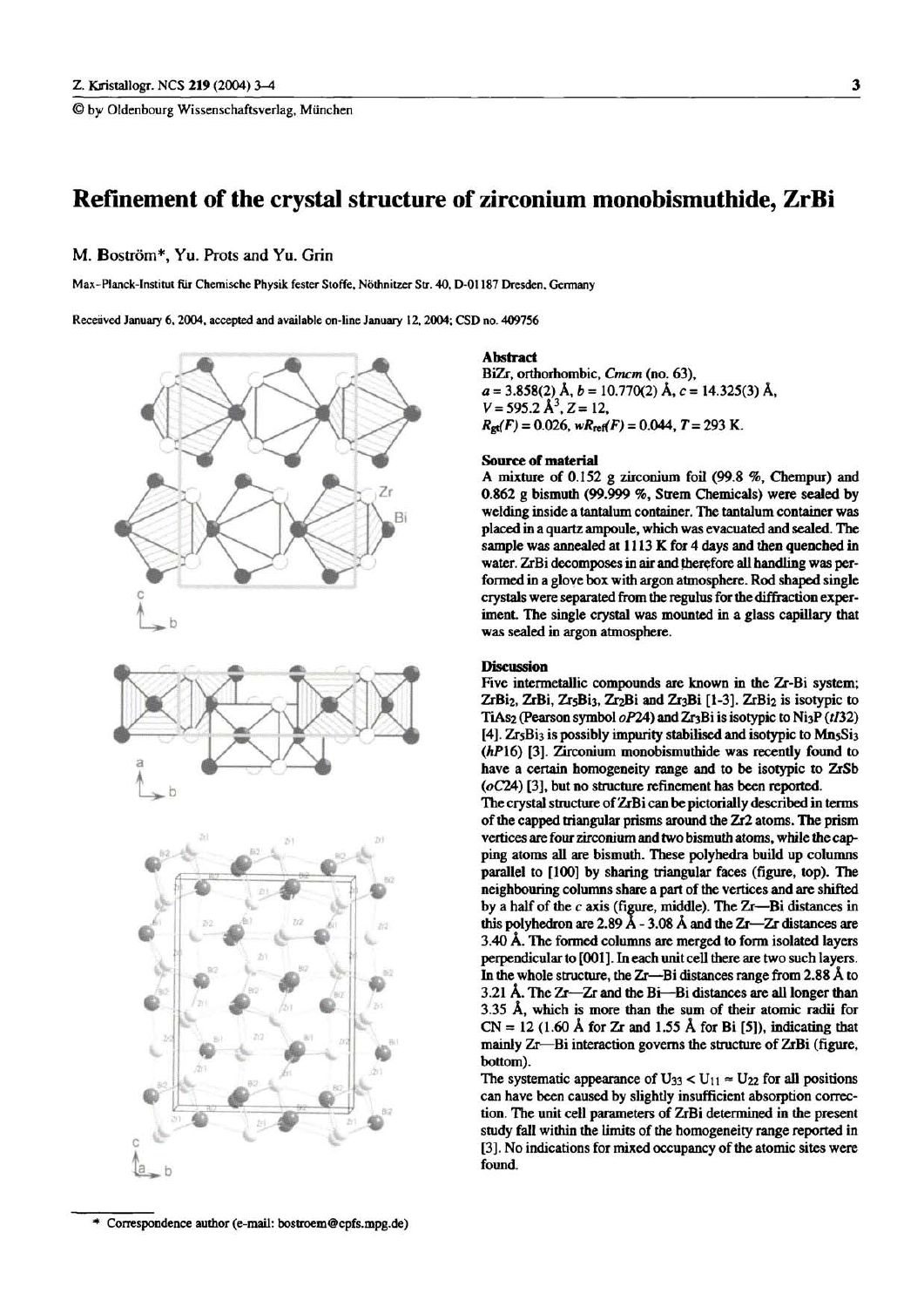© by Oldenbourg Wissenschaftsverlag, München

# Refinement of the crystal structure of zirconium monobismuthide, ZrBi

M. Boström*, Yu. Prots and Yu. Grin

Max-Planck-Institut für Chemische Physik fester Stoffe, Nöthnitzer Str. 40, D-01187 Dresden, Germany

Received January 6, 2004, accepted and available on-line January 12, 2004; CSD no. 409756

## Abstract

BiZr, orthorhombic, *Cmcm* (no. 63),
$a = 3.858(2)$ Å, $b = 10.770(2)$ Å, $c = 14.325(3)$ Å,
$V = 595.2$ Å$^3$, $Z = 12$,
$R_{gt}(F) = 0.026$, $wR_{ref}(F) = 0.044$, $T = 293$ K.

## Source of material

A mixture of 0.152 g zirconium foil (99.8 %, Chempur) and 0.862 g bismuth (99.999 %, Strem Chemicals) were sealed by welding inside a tantalum container. The tantalum container was placed in a quartz ampoule, which was evacuated and sealed. The sample was annealed at 1113 K for 4 days and then quenched in water. ZrBi decomposes in air and therefore all handling was performed in a glove box with argon atmosphere. Rod shaped single crystals were separated from the regulus for the diffraction experiment. The single crystal was mounted in a glass capillary that was sealed in argon atmosphere.

## Discussion

Five intermetallic compounds are known in the Zr-Bi system; $ZrBi_2$, ZrBi, $Zr_5Bi_3$, $Zr_2Bi$ and $Zr_3Bi$ [1-3]. $ZrBi_2$ is isotypic to $TiAs_2$ (Pearson symbol *oP*24) and $Zr_3Bi$ is isotypic to $Ni_3P$ (*tI*32) [4]. $Zr_5Bi_3$ is possibly impurity stabilised and isotypic to $Mn_5Si_3$ (*hP*16) [3]. Zirconium monobismuthide was recently found to have a certain homogeneity range and to be isotypic to ZrSb (*oC*24) [3], but no structure refinement has been reported.

The crystal structure of ZrBi can be pictorially described in terms of the capped triangular prisms around the Zr2 atoms. The prism vertices are four zirconium and two bismuth atoms, while the capping atoms all are bismuth. These polyhedra build up columns parallel to [100] by sharing triangular faces (figure, top). The neighbouring columns share a part of the vertices and are shifted by a half of the *c* axis (figure, middle). The Zr—Bi distances in this polyhedron are 2.89 Å - 3.08 Å and the Zr—Zr distances are 3.40 Å. The formed columns are merged to form isolated layers perpendicular to [001]. In each unit cell there are two such layers. In the whole structure, the Zr—Bi distances range from 2.88 Å to 3.21 Å. The Zr—Zr and the Bi—Bi distances are all longer than 3.35 Å, which is more than the sum of their atomic radii for CN = 12 (1.60 Å for Zr and 1.55 Å for Bi [5]), indicating that mainly Zr—Bi interaction governs the structure of ZrBi (figure, bottom).

The systematic appearance of $U_{33} < U_{11} \approx U_{22}$ for all positions can have been caused by slightly insufficient absorption correction. The unit cell parameters of ZrBi determined in the present study fall within the limits of the homogeneity range reported in [3]. No indications for mixed occupancy of the atomic sites were found.

\* Correspondence author (e-mail: bostroem@cpfs.mpg.de)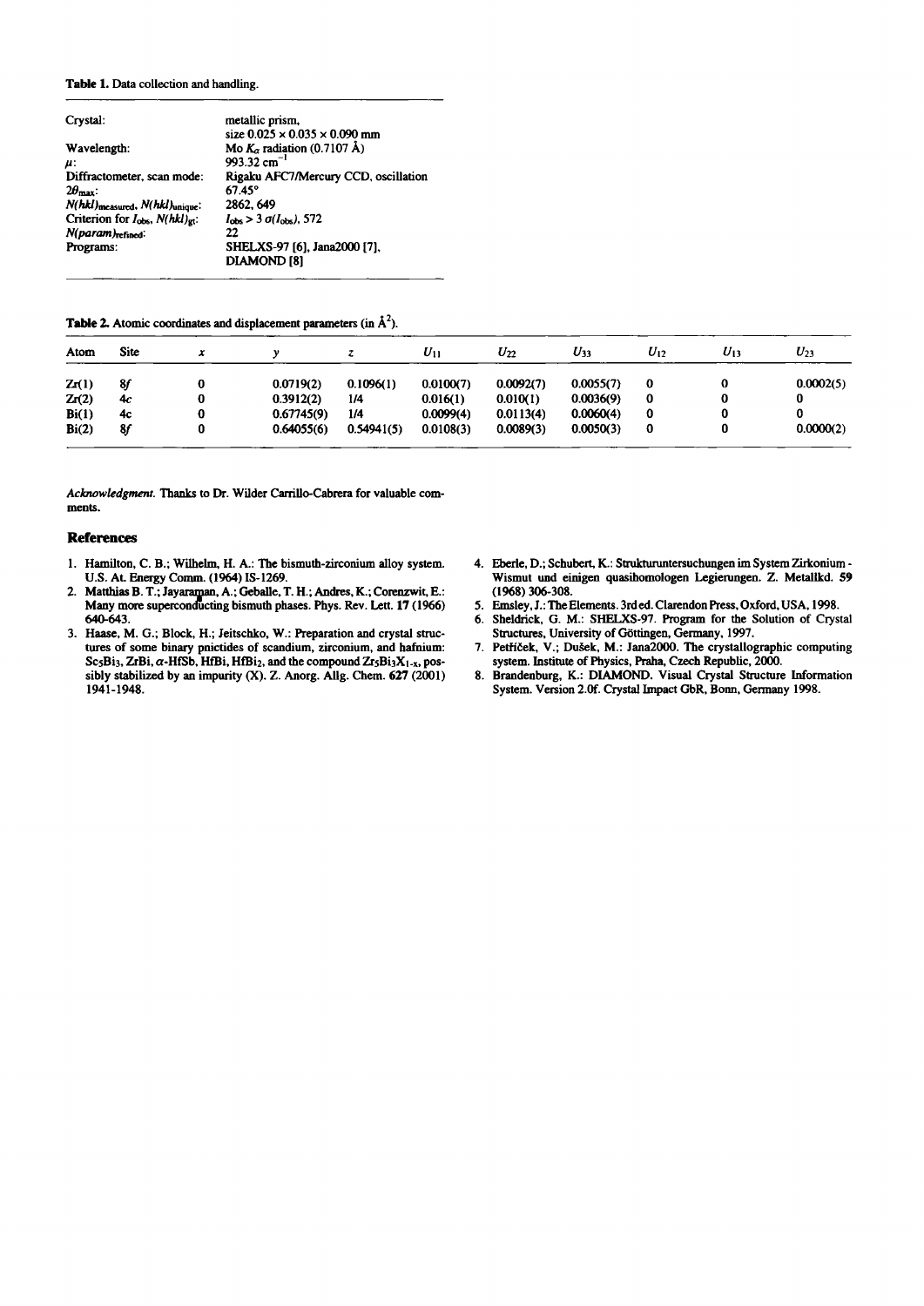**Table 1.** Data collection and handling.

| | |
|---|---|
| Crystal: | metallic prism, size 0.025 × 0.035 × 0.090 mm |
| Wavelength: | Mo $K_\alpha$ radiation (0.7107 Å) |
| $\mu$: | 993.32 $cm^{-1}$ |
| Diffractometer, scan mode: | Rigaku AFC7/Mercury CCD, oscillation |
| $2\theta_{max}$: | 67.45° |
| $N(hkl)_{measured}$, $N(hkl)_{unique}$: | 2862, 649 |
| Criterion for $I_{obs}$, $N(hkl)_{gt}$: | $I_{obs} > 3\ \sigma(I_{obs})$, 572 |
| $N(param)_{refined}$: | 22 |
| Programs: | SHELXS-97 [6], Jana2000 [7], DIAMOND [8] |

**Table 2.** Atomic coordinates and displacement parameters (in $Å^2$).

| Atom | Site | $x$ | $y$ | $z$ | $U_{11}$ | $U_{22}$ | $U_{33}$ | $U_{12}$ | $U_{13}$ | $U_{23}$ |
|---|---|---|---|---|---|---|---|---|---|---|
| Zr(1) | 8f | 0 | 0.0719(2) | 0.1096(1) | 0.0100(7) | 0.0092(7) | 0.0055(7) | 0 | 0 | 0.0002(5) |
| Zr(2) | 4c | 0 | 0.3912(2) | 1/4 | 0.016(1) | 0.010(1) | 0.0036(9) | 0 | 0 | 0 |
| Bi(1) | 4c | 0 | 0.67745(9) | 1/4 | 0.0099(4) | 0.0113(4) | 0.0060(4) | 0 | 0 | 0 |
| Bi(2) | 8f | 0 | 0.64055(6) | 0.54941(5) | 0.0108(3) | 0.0089(3) | 0.0050(3) | 0 | 0 | 0.0000(2) |

*Acknowledgment.* Thanks to Dr. Wilder Carrillo-Cabrera for valuable comments.

## References

1. Hamilton, C. B.; Wilhelm, H. A.: The bismuth-zirconium alloy system. U.S. At. Energy Comm. (1964) IS-1269.
2. Matthias B. T.; Jayaraman, A.; Geballe, T. H.; Andres, K.; Corenzwit, E.: Many more superconducting bismuth phases. Phys. Rev. Lett. **17** (1966) 640-643.
3. Haase, M. G.; Block, H.; Jeitschko, W.: Preparation and crystal structures of some binary pnictides of scandium, zirconium, and hafnium: $Sc_5Bi_3$, ZrBi, α-HfSb, HfBi, $HfBi_2$, and the compound $Zr_5Bi_3X_{1-x}$, possibly stabilized by an impurity (X). Z. Anorg. Allg. Chem. **627** (2001) 1941-1948.
4. Eberle, D.; Schubert, K.: Strukturuntersuchungen im System Zirkonium - Wismut und einigen quasihomologen Legierungen. Z. Metallkd. **59** (1968) 306-308.
5. Emsley, J.: The Elements. 3rd ed. Clarendon Press, Oxford, USA, 1998.
6. Sheldrick, G. M.: SHELXS-97. Program for the Solution of Crystal Structures, University of Göttingen, Germany, 1997.
7. Petříček, V.; Dušek, M.: Jana2000. The crystallographic computing system. Institute of Physics, Praha, Czech Republic, 2000.
8. Brandenburg, K.: DIAMOND. Visual Crystal Structure Information System. Version 2.0f. Crystal Impact GbR, Bonn, Germany 1998.